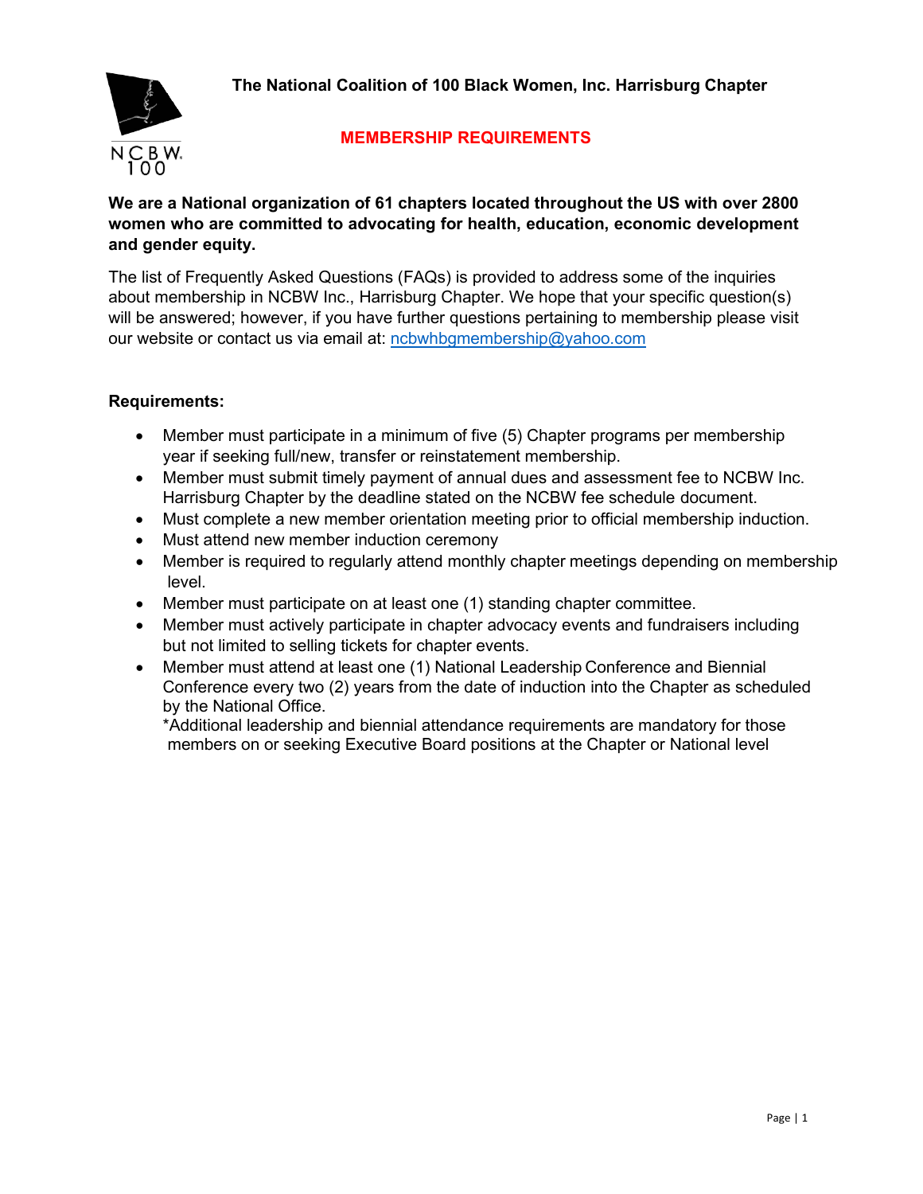**The National Coalition of 100 Black Women, Inc. Harrisburg Chapter**

## MEMBERSHIP REQUIREMENTS

**We are a National organization of 61 chapters located throughout the US with over 2800 women who are committed to advocating for health, education, economic development and gender equity.**

The list of Frequently Asked Questions (FAQs) is provided to address some of the inquiries about membership in NCBW Inc., Harrisburg Chapter. We hope that your specific question(s) will be answered; however, if you have further questions pertaining to membership please visit our website or contact us via email at: ncbwhbgmembership@yahoo.com

**Requirements:**

- Member must participate in a minimum of five (5) Chapter programs per membership year if seeking full/new, transfer or reinstatement membership.
- Member must submit timely payment of annual dues and assessment fee to NCBW Inc. Harrisburg Chapter by the deadline stated on the NCBW fee schedule document.
- Must complete a new member orientation meeting prior to official membership induction.
- Must attend new member induction ceremony
- Member is required to regularly attend monthly chapter meetings depending on membership level.
- Member must participate on at least one (1) standing chapter committee.
- Member must actively participate in chapter advocacy events and fundraisers including but not limited to selling tickets for chapter events.
- Member must attend at least one (1) National Leadership Conference and Biennial Conference every two (2) years from the date of induction into the Chapter as scheduled by the National Office.
  *Additional leadership and biennial attendance requirements are mandatory for those members on or seeking Executive Board positions at the Chapter or National level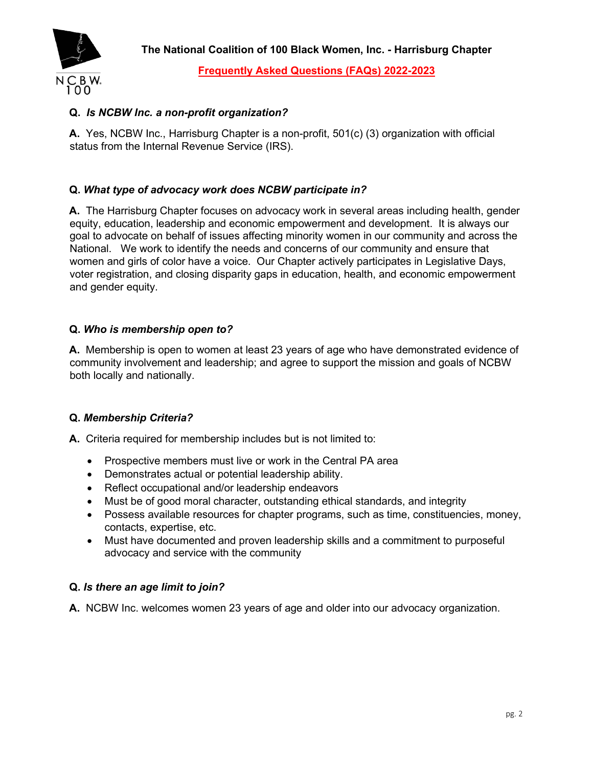**The National Coalition of 100 Black Women, Inc. - Harrisburg Chapter**

**Frequently Asked Questions (FAQs) 2022-2023**

**Q.** ***Is NCBW Inc. a non-profit organization?***

**A.** Yes, NCBW Inc., Harrisburg Chapter is a non-profit, 501(c) (3) organization with official status from the Internal Revenue Service (IRS).

**Q.** ***What type of advocacy work does NCBW participate in?***

**A.** The Harrisburg Chapter focuses on advocacy work in several areas including health, gender equity, education, leadership and economic empowerment and development. It is always our goal to advocate on behalf of issues affecting minority women in our community and across the National. We work to identify the needs and concerns of our community and ensure that women and girls of color have a voice. Our Chapter actively participates in Legislative Days, voter registration, and closing disparity gaps in education, health, and economic empowerment and gender equity.

**Q.** ***Who is membership open to?***

**A.** Membership is open to women at least 23 years of age who have demonstrated evidence of community involvement and leadership; and agree to support the mission and goals of NCBW both locally and nationally.

**Q.** ***Membership Criteria?***

**A.** Criteria required for membership includes but is not limited to:

- Prospective members must live or work in the Central PA area
- Demonstrates actual or potential leadership ability.
- Reflect occupational and/or leadership endeavors
- Must be of good moral character, outstanding ethical standards, and integrity
- Possess available resources for chapter programs, such as time, constituencies, money, contacts, expertise, etc.
- Must have documented and proven leadership skills and a commitment to purposeful advocacy and service with the community

**Q.** ***Is there an age limit to join?***

**A.** NCBW Inc. welcomes women 23 years of age and older into our advocacy organization.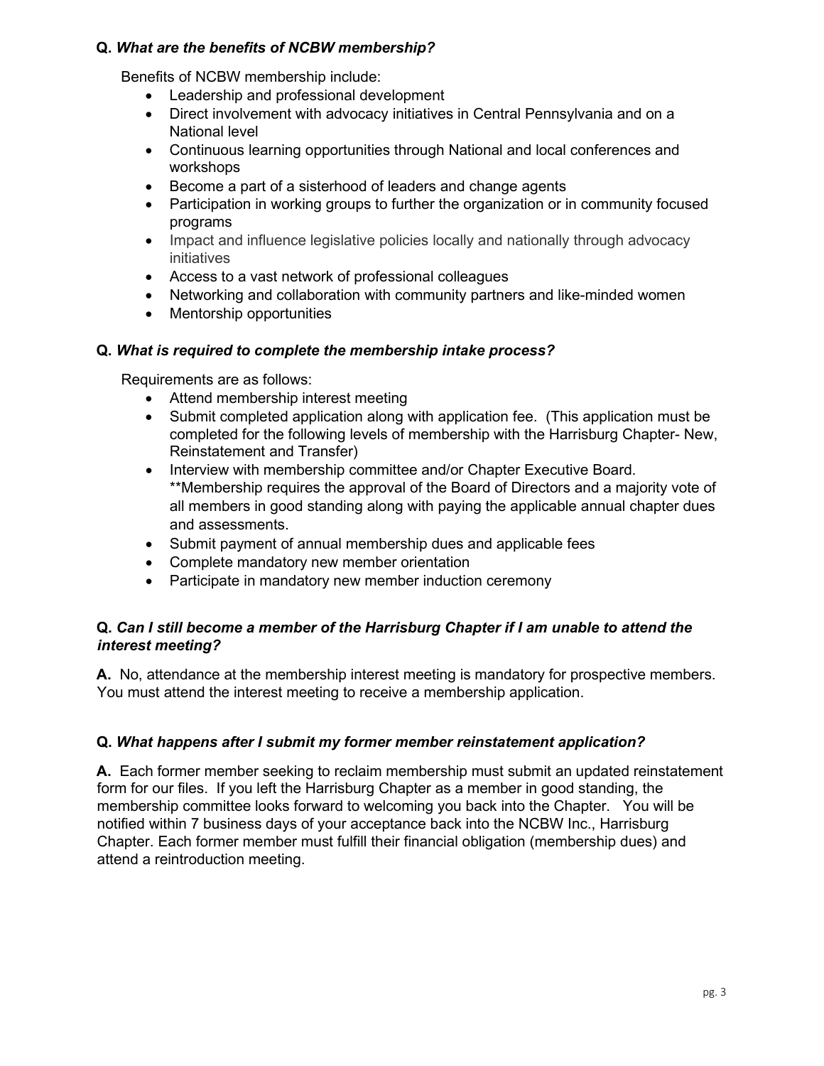**Q.** ***What are the benefits of NCBW membership?***

Benefits of NCBW membership include:

- Leadership and professional development
- Direct involvement with advocacy initiatives in Central Pennsylvania and on a National level
- Continuous learning opportunities through National and local conferences and workshops
- Become a part of a sisterhood of leaders and change agents
- Participation in working groups to further the organization or in community focused programs
- Impact and influence legislative policies locally and nationally through advocacy initiatives
- Access to a vast network of professional colleagues
- Networking and collaboration with community partners and like-minded women
- Mentorship opportunities

**Q.** ***What is required to complete the membership intake process?***

Requirements are as follows:

- Attend membership interest meeting
- Submit completed application along with application fee. (This application must be completed for the following levels of membership with the Harrisburg Chapter- New, Reinstatement and Transfer)
- Interview with membership committee and/or Chapter Executive Board. **Membership requires the approval of the Board of Directors and a majority vote of all members in good standing along with paying the applicable annual chapter dues and assessments.
- Submit payment of annual membership dues and applicable fees
- Complete mandatory new member orientation
- Participate in mandatory new member induction ceremony

**Q.** ***Can I still become a member of the Harrisburg Chapter if I am unable to attend the interest meeting?***

**A.** No, attendance at the membership interest meeting is mandatory for prospective members. You must attend the interest meeting to receive a membership application.

**Q.** ***What happens after I submit my former member reinstatement application?***

**A.** Each former member seeking to reclaim membership must submit an updated reinstatement form for our files. If you left the Harrisburg Chapter as a member in good standing, the membership committee looks forward to welcoming you back into the Chapter. You will be notified within 7 business days of your acceptance back into the NCBW Inc., Harrisburg Chapter. Each former member must fulfill their financial obligation (membership dues) and attend a reintroduction meeting.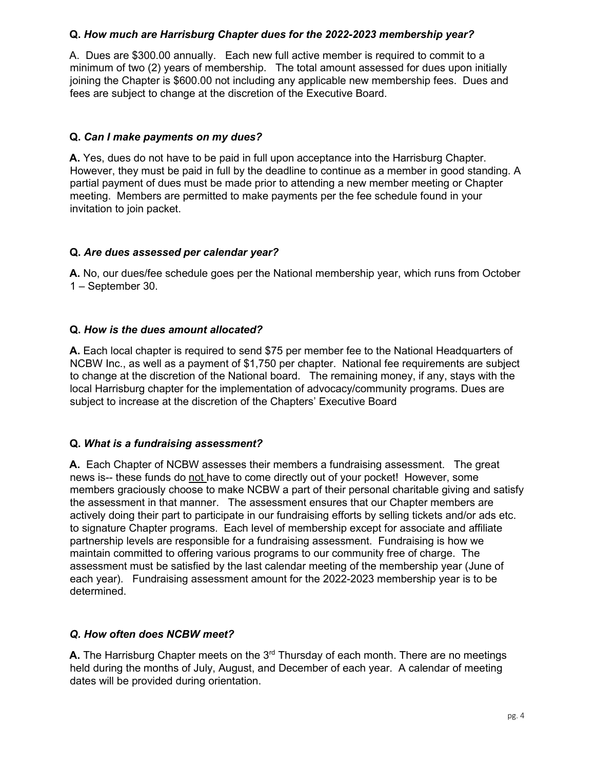**Q.** ***How much are Harrisburg Chapter dues for the 2022-2023 membership year?***

A. Dues are $300.00 annually. Each new full active member is required to commit to a minimum of two (2) years of membership. The total amount assessed for dues upon initially joining the Chapter is $600.00 not including any applicable new membership fees. Dues and fees are subject to change at the discretion of the Executive Board.

**Q.** ***Can I make payments on my dues?***

**A.** Yes, dues do not have to be paid in full upon acceptance into the Harrisburg Chapter. However, they must be paid in full by the deadline to continue as a member in good standing. A partial payment of dues must be made prior to attending a new member meeting or Chapter meeting. Members are permitted to make payments per the fee schedule found in your invitation to join packet.

**Q.** ***Are dues assessed per calendar year?***

**A.** No, our dues/fee schedule goes per the National membership year, which runs from October 1 – September 30.

**Q.** ***How is the dues amount allocated?***

**A.** Each local chapter is required to send $75 per member fee to the National Headquarters of NCBW Inc., as well as a payment of $1,750 per chapter. National fee requirements are subject to change at the discretion of the National board. The remaining money, if any, stays with the local Harrisburg chapter for the implementation of advocacy/community programs. Dues are subject to increase at the discretion of the Chapters' Executive Board

**Q.** ***What is a fundraising assessment?***

**A.** Each Chapter of NCBW assesses their members a fundraising assessment. The great news is-- these funds do not have to come directly out of your pocket! However, some members graciously choose to make NCBW a part of their personal charitable giving and satisfy the assessment in that manner. The assessment ensures that our Chapter members are actively doing their part to participate in our fundraising efforts by selling tickets and/or ads etc. to signature Chapter programs. Each level of membership except for associate and affiliate partnership levels are responsible for a fundraising assessment. Fundraising is how we maintain committed to offering various programs to our community free of charge. The assessment must be satisfied by the last calendar meeting of the membership year (June of each year). Fundraising assessment amount for the 2022-2023 membership year is to be determined.

***Q. How often does NCBW meet?***

**A.** The Harrisburg Chapter meets on the 3rd Thursday of each month. There are no meetings held during the months of July, August, and December of each year. A calendar of meeting dates will be provided during orientation.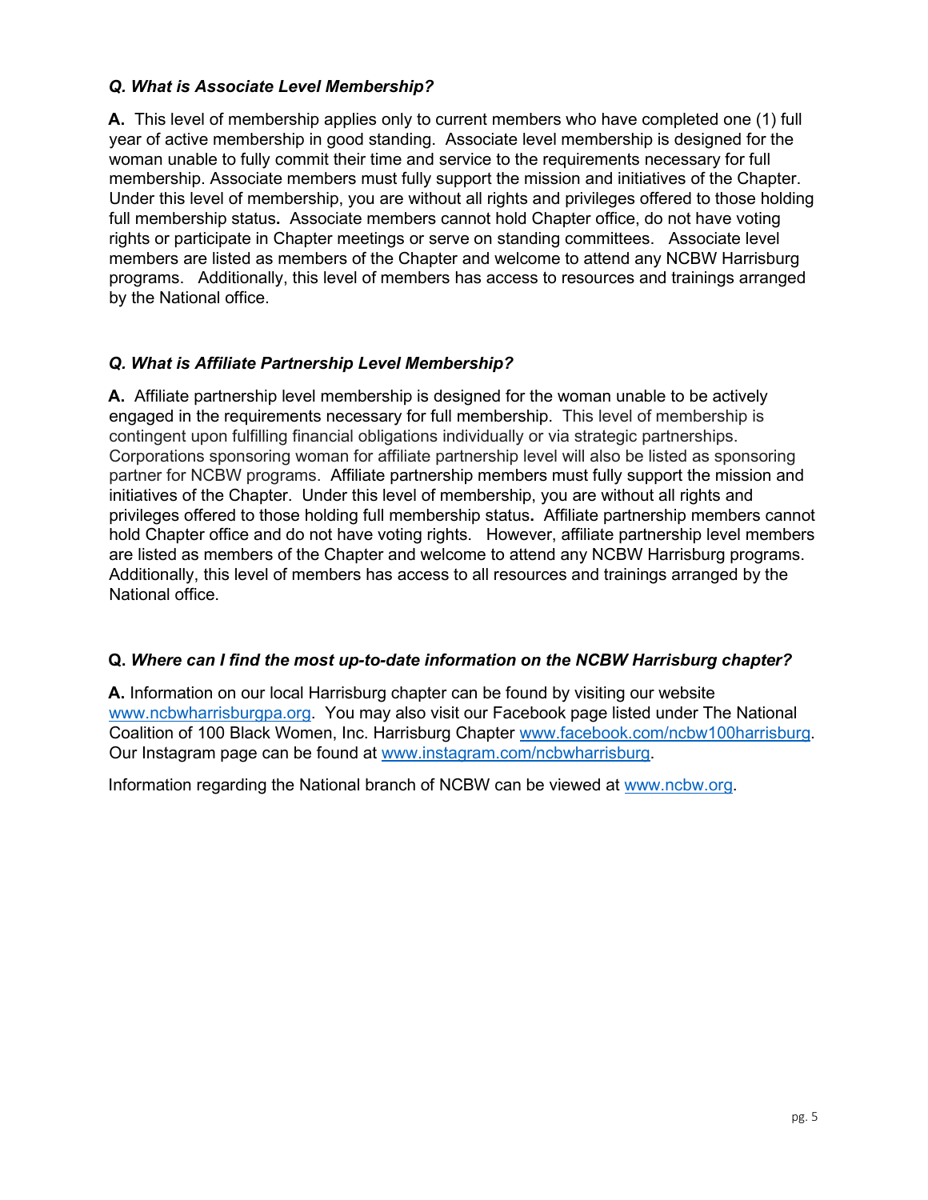***Q. What is Associate Level Membership?***

**A.** This level of membership applies only to current members who have completed one (1) full year of active membership in good standing. Associate level membership is designed for the woman unable to fully commit their time and service to the requirements necessary for full membership. Associate members must fully support the mission and initiatives of the Chapter. Under this level of membership, you are without all rights and privileges offered to those holding full membership status**.** Associate members cannot hold Chapter office, do not have voting rights or participate in Chapter meetings or serve on standing committees. Associate level members are listed as members of the Chapter and welcome to attend any NCBW Harrisburg programs. Additionally, this level of members has access to resources and trainings arranged by the National office.

***Q. What is Affiliate Partnership Level Membership?***

**A.** Affiliate partnership level membership is designed for the woman unable to be actively engaged in the requirements necessary for full membership. This level of membership is contingent upon fulfilling financial obligations individually or via strategic partnerships. Corporations sponsoring woman for affiliate partnership level will also be listed as sponsoring partner for NCBW programs. Affiliate partnership members must fully support the mission and initiatives of the Chapter. Under this level of membership, you are without all rights and privileges offered to those holding full membership status**.** Affiliate partnership members cannot hold Chapter office and do not have voting rights. However, affiliate partnership level members are listed as members of the Chapter and welcome to attend any NCBW Harrisburg programs. Additionally, this level of members has access to all resources and trainings arranged by the National office.

**Q.** ***Where can I find the most up-to-date information on the NCBW Harrisburg chapter?***

**A.** Information on our local Harrisburg chapter can be found by visiting our website www.ncbwharrisburgpa.org. You may also visit our Facebook page listed under The National Coalition of 100 Black Women, Inc. Harrisburg Chapter www.facebook.com/ncbw100harrisburg. Our Instagram page can be found at www.instagram.com/ncbwharrisburg.

Information regarding the National branch of NCBW can be viewed at www.ncbw.org.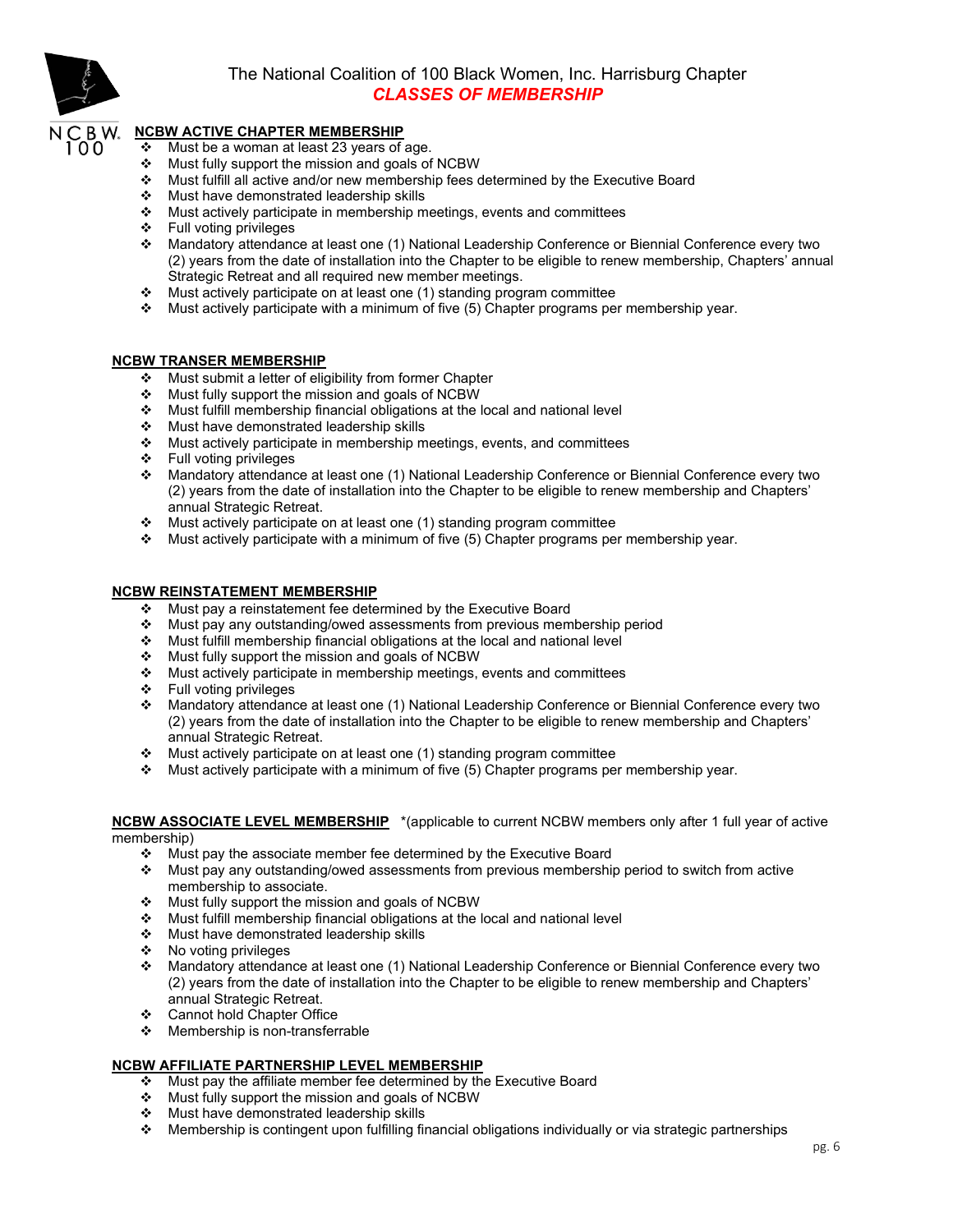# The National Coalition of 100 Black Women, Inc. Harrisburg Chapter

## *CLASSES OF MEMBERSHIP*

### NCBW ACTIVE CHAPTER MEMBERSHIP

- Must be a woman at least 23 years of age.
- Must fully support the mission and goals of NCBW
- Must fulfill all active and/or new membership fees determined by the Executive Board
- Must have demonstrated leadership skills
- Must actively participate in membership meetings, events and committees
- Full voting privileges
- Mandatory attendance at least one (1) National Leadership Conference or Biennial Conference every two (2) years from the date of installation into the Chapter to be eligible to renew membership, Chapters' annual Strategic Retreat and all required new member meetings.
- Must actively participate on at least one (1) standing program committee
- Must actively participate with a minimum of five (5) Chapter programs per membership year.

### NCBW TRANSER MEMBERSHIP

- Must submit a letter of eligibility from former Chapter
- Must fully support the mission and goals of NCBW
- Must fulfill membership financial obligations at the local and national level
- Must have demonstrated leadership skills
- Must actively participate in membership meetings, events, and committees
- Full voting privileges
- Mandatory attendance at least one (1) National Leadership Conference or Biennial Conference every two (2) years from the date of installation into the Chapter to be eligible to renew membership and Chapters' annual Strategic Retreat.
- Must actively participate on at least one (1) standing program committee
- Must actively participate with a minimum of five (5) Chapter programs per membership year.

### NCBW REINSTATEMENT MEMBERSHIP

- Must pay a reinstatement fee determined by the Executive Board
- Must pay any outstanding/owed assessments from previous membership period
- Must fulfill membership financial obligations at the local and national level
- Must fully support the mission and goals of NCBW
- Must actively participate in membership meetings, events and committees
- Full voting privileges
- Mandatory attendance at least one (1) National Leadership Conference or Biennial Conference every two (2) years from the date of installation into the Chapter to be eligible to renew membership and Chapters' annual Strategic Retreat.
- Must actively participate on at least one (1) standing program committee
- Must actively participate with a minimum of five (5) Chapter programs per membership year.

### NCBW ASSOCIATE LEVEL MEMBERSHIP

*(applicable to current NCBW members only after 1 full year of active membership)

- Must pay the associate member fee determined by the Executive Board
- Must pay any outstanding/owed assessments from previous membership period to switch from active membership to associate.
- Must fully support the mission and goals of NCBW
- Must fulfill membership financial obligations at the local and national level
- Must have demonstrated leadership skills
- No voting privileges
- Mandatory attendance at least one (1) National Leadership Conference or Biennial Conference every two (2) years from the date of installation into the Chapter to be eligible to renew membership and Chapters' annual Strategic Retreat.
- Cannot hold Chapter Office
- Membership is non-transferrable

### NCBW AFFILIATE PARTNERSHIP LEVEL MEMBERSHIP

- Must pay the affiliate member fee determined by the Executive Board
- Must fully support the mission and goals of NCBW
- Must have demonstrated leadership skills
- Membership is contingent upon fulfilling financial obligations individually or via strategic partnerships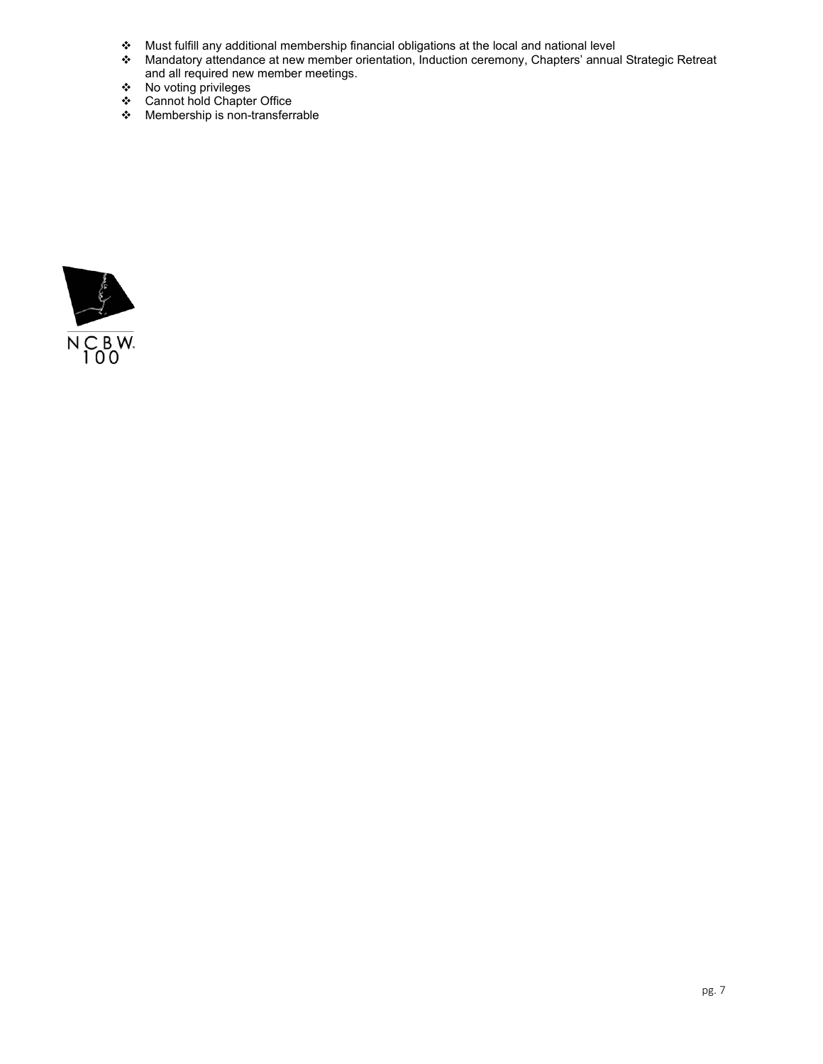- Must fulfill any additional membership financial obligations at the local and national level
- Mandatory attendance at new member orientation, Induction ceremony, Chapters' annual Strategic Retreat and all required new member meetings.
- No voting privileges
- Cannot hold Chapter Office
- Membership is non-transferrable

NCBW 100